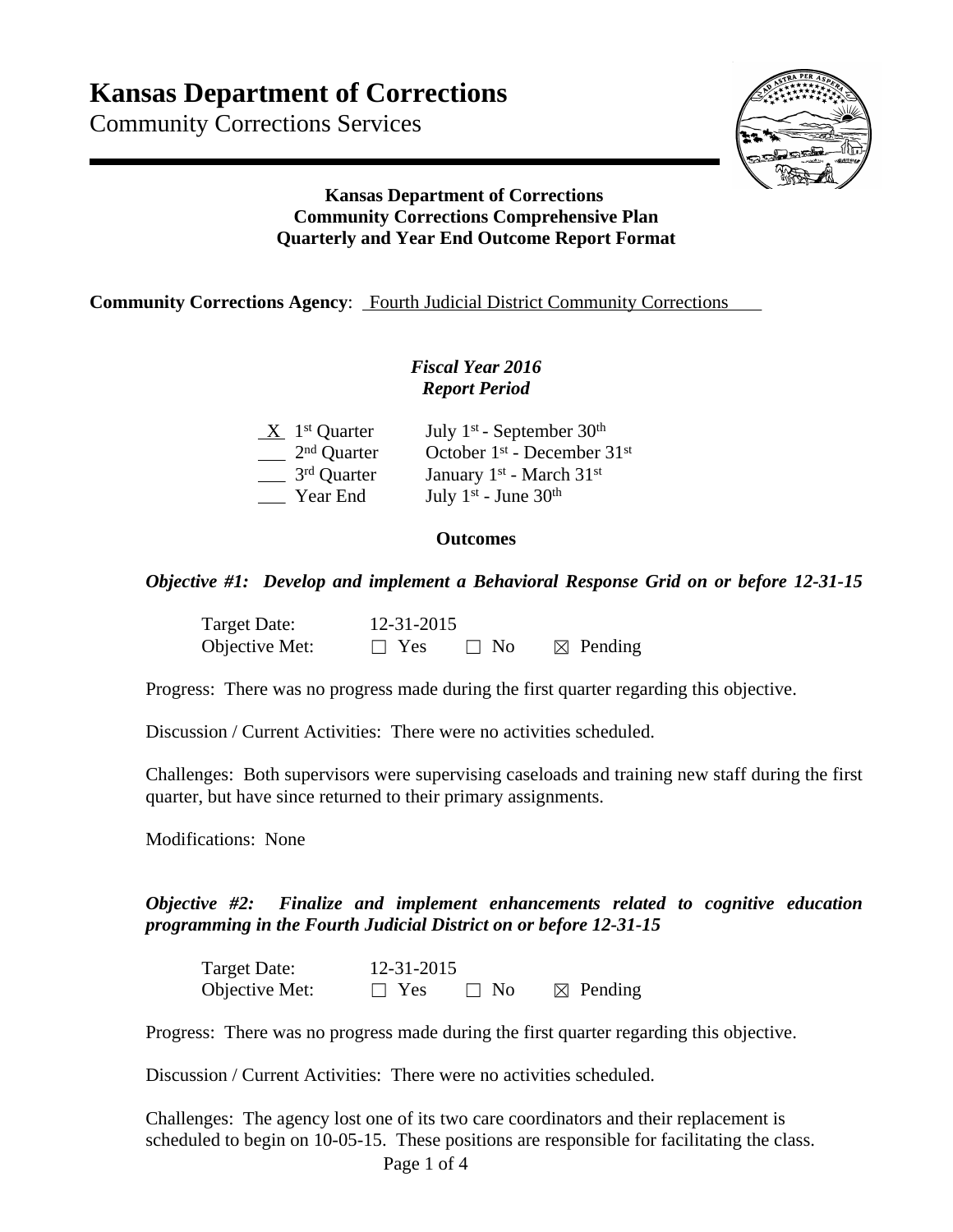# Kansas Department of Corrections

Community Corrections Services

**Kansas Department of Corrections**
**Community Corrections Comprehensive Plan**
**Quarterly and Year End Outcome Report Format**

**Community Corrections Agency**: Fourth Judicial District Community Corrections

***Fiscal Year 2016***
***Report Period***

| | | |
|---|---|---|
| X | 1st Quarter | July 1st - September 30th |
| ___ | 2nd Quarter | October 1st - December 31st |
| ___ | 3rd Quarter | January 1st - March 31st |
| ___ | Year End | July 1st - June 30th |

**Outcomes**

***Objective #1: Develop and implement a Behavioral Response Grid on or before 12-31-15***

Target Date: 12-31-2015
Objective Met: ☐ Yes ☐ No ☒ Pending

Progress: There was no progress made during the first quarter regarding this objective.

Discussion / Current Activities: There were no activities scheduled.

Challenges: Both supervisors were supervising caseloads and training new staff during the first quarter, but have since returned to their primary assignments.

Modifications: None

***Objective #2: Finalize and implement enhancements related to cognitive education programming in the Fourth Judicial District on or before 12-31-15***

Target Date: 12-31-2015
Objective Met: ☐ Yes ☐ No ☒ Pending

Progress: There was no progress made during the first quarter regarding this objective.

Discussion / Current Activities: There were no activities scheduled.

Challenges: The agency lost one of its two care coordinators and their replacement is scheduled to begin on 10-05-15. These positions are responsible for facilitating the class.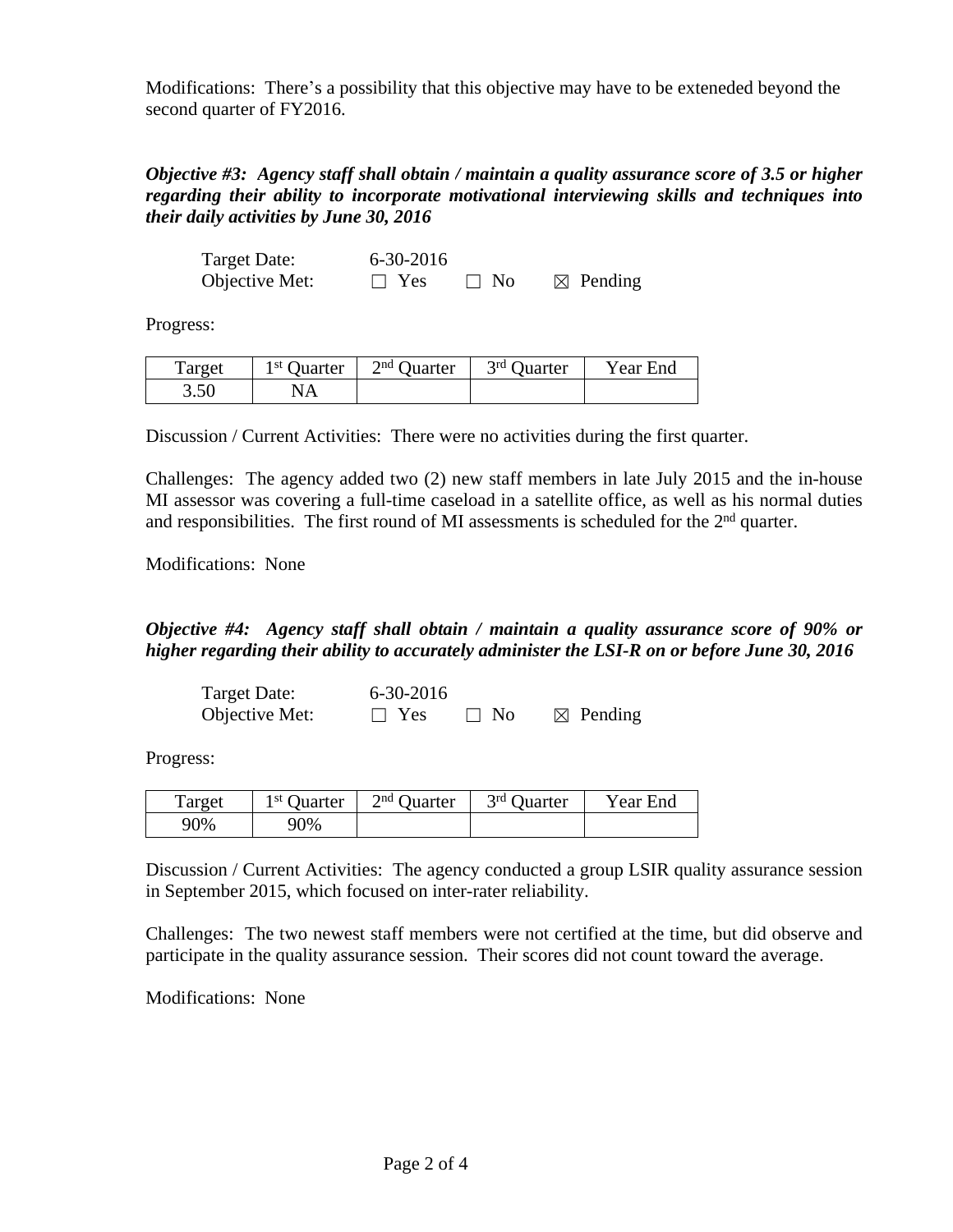Modifications: There's a possibility that this objective may have to be exteneded beyond the second quarter of FY2016.

***Objective #3: Agency staff shall obtain / maintain a quality assurance score of 3.5 or higher regarding their ability to incorporate motivational interviewing skills and techniques into their daily activities by June 30, 2016***

Target Date: 6-30-2016
Objective Met: ☐ Yes ☐ No ☒ Pending

Progress:

| Target | 1st Quarter | 2nd Quarter | 3rd Quarter | Year End |
|---|---|---|---|---|
| 3.50 | NA | | | |

Discussion / Current Activities: There were no activities during the first quarter.

Challenges: The agency added two (2) new staff members in late July 2015 and the in-house MI assessor was covering a full-time caseload in a satellite office, as well as his normal duties and responsibilities. The first round of MI assessments is scheduled for the 2nd quarter.

Modifications: None

***Objective #4: Agency staff shall obtain / maintain a quality assurance score of 90% or higher regarding their ability to accurately administer the LSI-R on or before June 30, 2016***

Target Date: 6-30-2016
Objective Met: ☐ Yes ☐ No ☒ Pending

Progress:

| Target | 1st Quarter | 2nd Quarter | 3rd Quarter | Year End |
|---|---|---|---|---|
| 90% | 90% | | | |

Discussion / Current Activities: The agency conducted a group LSIR quality assurance session in September 2015, which focused on inter-rater reliability.

Challenges: The two newest staff members were not certified at the time, but did observe and participate in the quality assurance session. Their scores did not count toward the average.

Modifications: None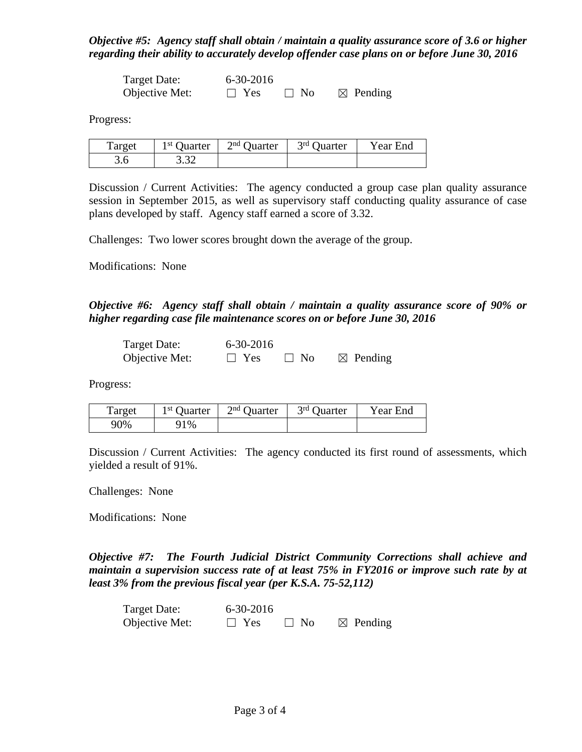***Objective #5: Agency staff shall obtain / maintain a quality assurance score of 3.6 or higher regarding their ability to accurately develop offender case plans on or before June 30, 2016***

Target Date: 6-30-2016
Objective Met: ☐ Yes ☐ No ☒ Pending

Progress:

| Target | 1st Quarter | 2nd Quarter | 3rd Quarter | Year End |
|---|---|---|---|---|
| 3.6 | 3.32 | | | |

Discussion / Current Activities: The agency conducted a group case plan quality assurance session in September 2015, as well as supervisory staff conducting quality assurance of case plans developed by staff. Agency staff earned a score of 3.32.

Challenges: Two lower scores brought down the average of the group.

Modifications: None

***Objective #6: Agency staff shall obtain / maintain a quality assurance score of 90% or higher regarding case file maintenance scores on or before June 30, 2016***

Target Date: 6-30-2016
Objective Met: ☐ Yes ☐ No ☒ Pending

Progress:

| Target | 1st Quarter | 2nd Quarter | 3rd Quarter | Year End |
|---|---|---|---|---|
| 90% | 91% | | | |

Discussion / Current Activities: The agency conducted its first round of assessments, which yielded a result of 91%.

Challenges: None

Modifications: None

***Objective #7: The Fourth Judicial District Community Corrections shall achieve and maintain a supervision success rate of at least 75% in FY2016 or improve such rate by at least 3% from the previous fiscal year (per K.S.A. 75-52,112)***

Target Date: 6-30-2016
Objective Met: ☐ Yes ☐ No ☒ Pending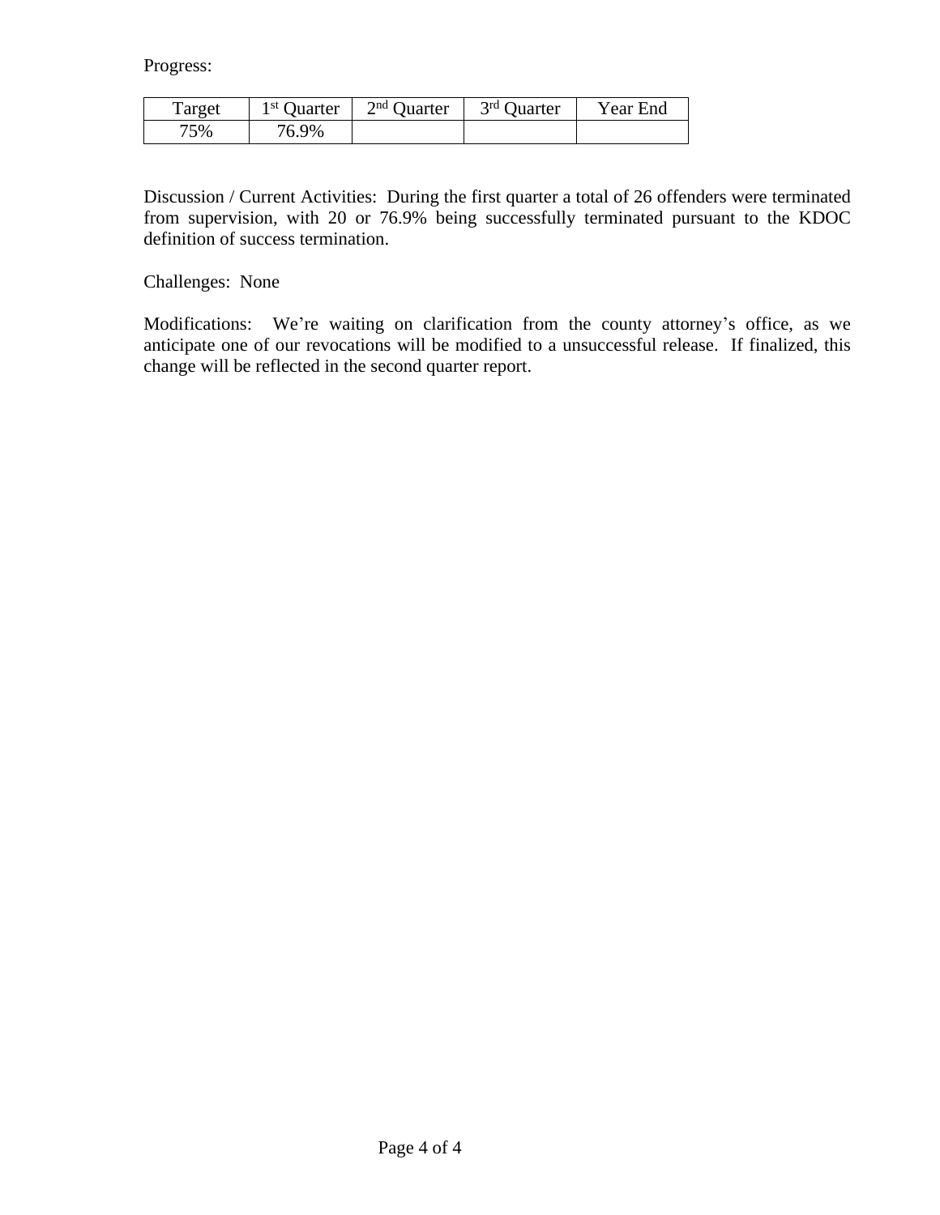Progress:

| Target | 1st Quarter | 2nd Quarter | 3rd Quarter | Year End |
|---|---|---|---|---|
| 75% | 76.9% | | | |

Discussion / Current Activities: During the first quarter a total of 26 offenders were terminated from supervision, with 20 or 76.9% being successfully terminated pursuant to the KDOC definition of success termination.

Challenges: None

Modifications: We're waiting on clarification from the county attorney's office, as we anticipate one of our revocations will be modified to a unsuccessful release. If finalized, this change will be reflected in the second quarter report.